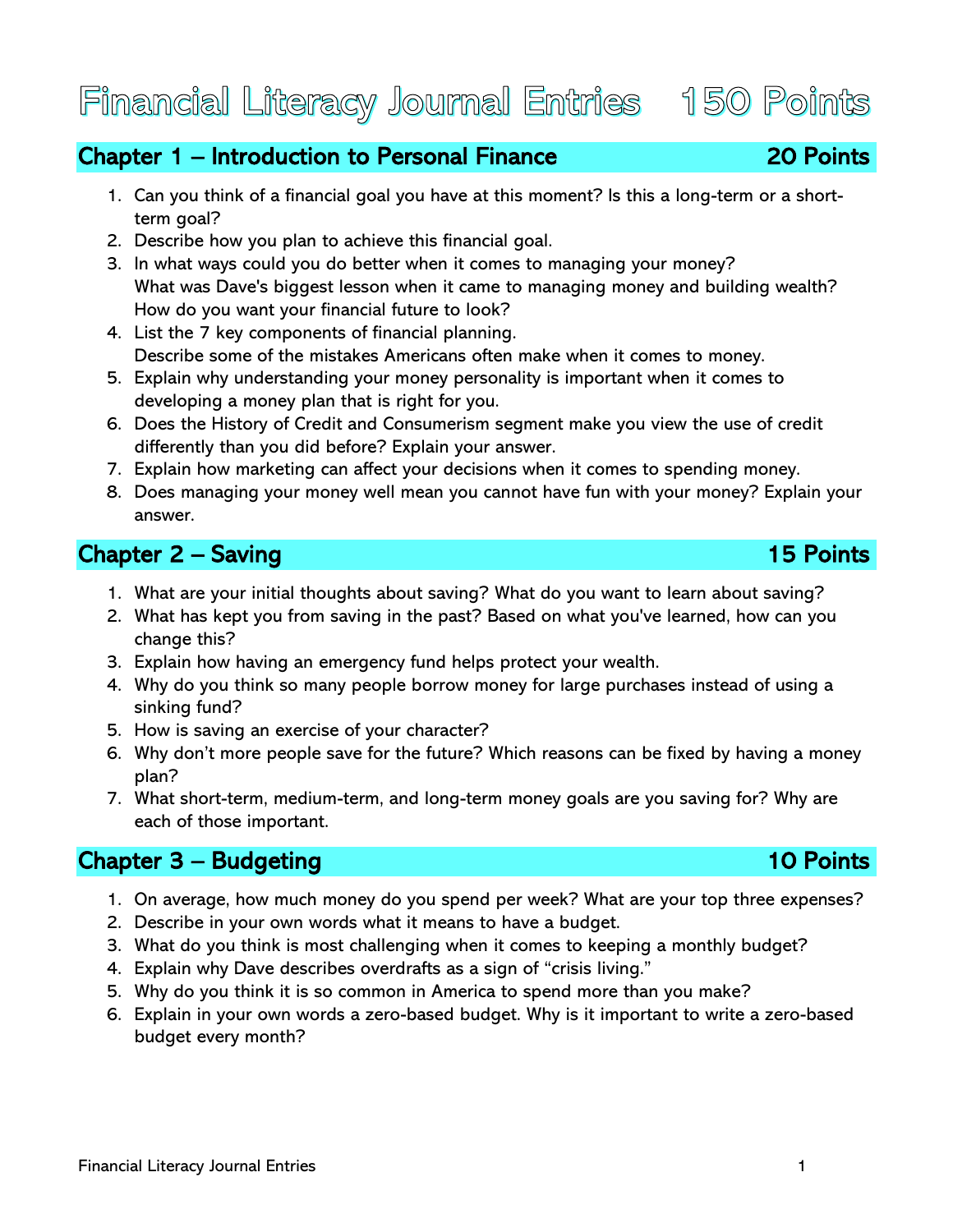# Financial Literacy Journal Entries 150 Points

## Chapter 1 – Introduction to Personal Finance 20 Points

1. Can you think of a financial goal you have at this moment? Is this a long-term or a short-term goal?
2. Describe how you plan to achieve this financial goal.
3. In what ways could you do better when it comes to managing your money?
   What was Dave's biggest lesson when it came to managing money and building wealth?
   How do you want your financial future to look?
4. List the 7 key components of financial planning.
   Describe some of the mistakes Americans often make when it comes to money.
5. Explain why understanding your money personality is important when it comes to developing a money plan that is right for you.
6. Does the History of Credit and Consumerism segment make you view the use of credit differently than you did before? Explain your answer.
7. Explain how marketing can affect your decisions when it comes to spending money.
8. Does managing your money well mean you cannot have fun with your money? Explain your answer.

## Chapter 2 – Saving 15 Points

1. What are your initial thoughts about saving? What do you want to learn about saving?
2. What has kept you from saving in the past? Based on what you've learned, how can you change this?
3. Explain how having an emergency fund helps protect your wealth.
4. Why do you think so many people borrow money for large purchases instead of using a sinking fund?
5. How is saving an exercise of your character?
6. Why don't more people save for the future? Which reasons can be fixed by having a money plan?
7. What short-term, medium-term, and long-term money goals are you saving for? Why are each of those important.

## Chapter 3 – Budgeting 10 Points

1. On average, how much money do you spend per week? What are your top three expenses?
2. Describe in your own words what it means to have a budget.
3. What do you think is most challenging when it comes to keeping a monthly budget?
4. Explain why Dave describes overdrafts as a sign of "crisis living."
5. Why do you think it is so common in America to spend more than you make?
6. Explain in your own words a zero-based budget. Why is it important to write a zero-based budget every month?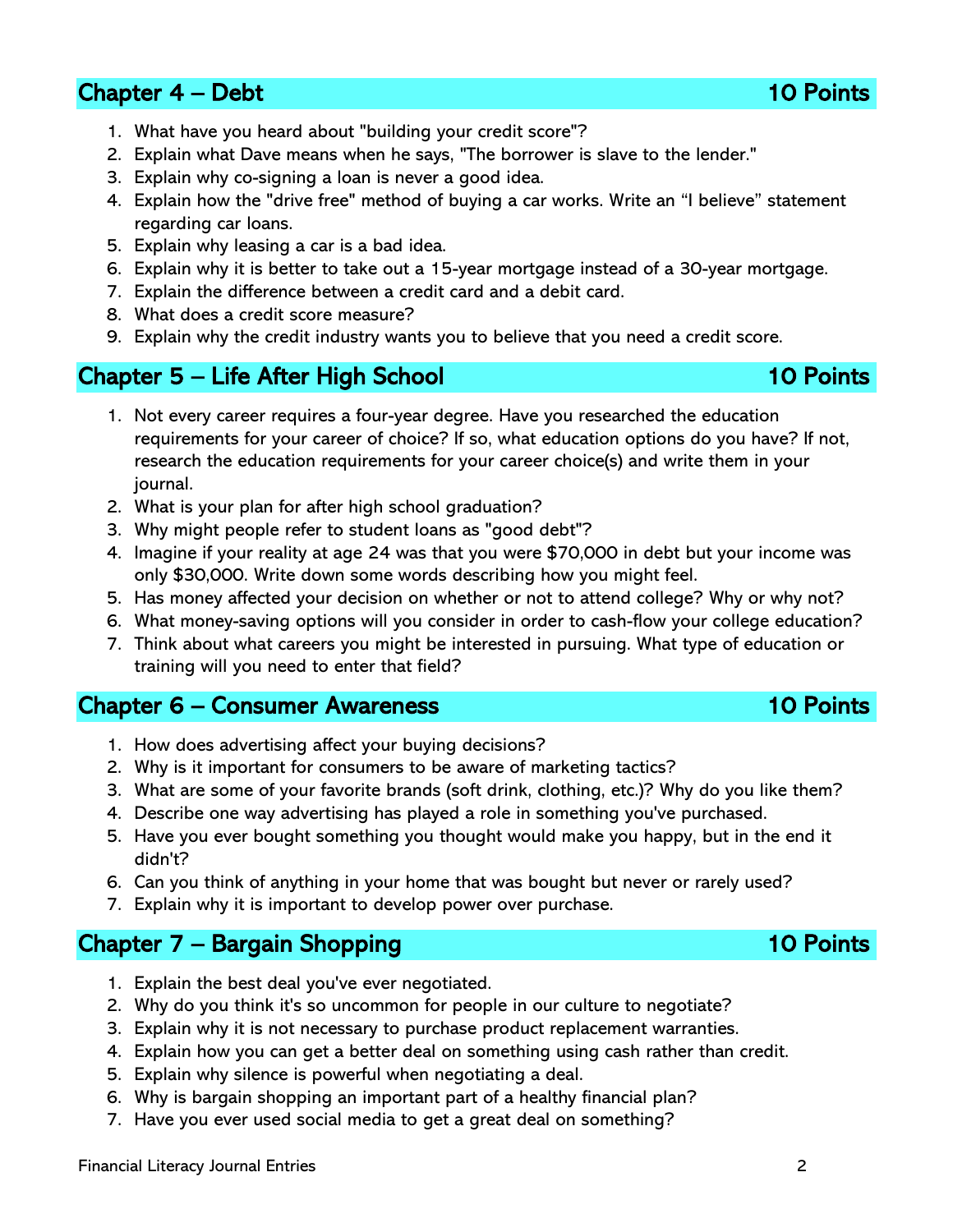## Chapter 4 – Debt 10 Points

1. What have you heard about "building your credit score"?
2. Explain what Dave means when he says, "The borrower is slave to the lender."
3. Explain why co-signing a loan is never a good idea.
4. Explain how the "drive free" method of buying a car works. Write an "I believe" statement regarding car loans.
5. Explain why leasing a car is a bad idea.
6. Explain why it is better to take out a 15-year mortgage instead of a 30-year mortgage.
7. Explain the difference between a credit card and a debit card.
8. What does a credit score measure?
9. Explain why the credit industry wants you to believe that you need a credit score.

## Chapter 5 – Life After High School 10 Points

1. Not every career requires a four-year degree. Have you researched the education requirements for your career of choice? If so, what education options do you have? If not, research the education requirements for your career choice(s) and write them in your journal.
2. What is your plan for after high school graduation?
3. Why might people refer to student loans as "good debt"?
4. Imagine if your reality at age 24 was that you were $70,000 in debt but your income was only $30,000. Write down some words describing how you might feel.
5. Has money affected your decision on whether or not to attend college? Why or why not?
6. What money-saving options will you consider in order to cash-flow your college education?
7. Think about what careers you might be interested in pursuing. What type of education or training will you need to enter that field?

## Chapter 6 – Consumer Awareness 10 Points

1. How does advertising affect your buying decisions?
2. Why is it important for consumers to be aware of marketing tactics?
3. What are some of your favorite brands (soft drink, clothing, etc.)? Why do you like them?
4. Describe one way advertising has played a role in something you've purchased.
5. Have you ever bought something you thought would make you happy, but in the end it didn't?
6. Can you think of anything in your home that was bought but never or rarely used?
7. Explain why it is important to develop power over purchase.

## Chapter 7 – Bargain Shopping 10 Points

1. Explain the best deal you've ever negotiated.
2. Why do you think it's so uncommon for people in our culture to negotiate?
3. Explain why it is not necessary to purchase product replacement warranties.
4. Explain how you can get a better deal on something using cash rather than credit.
5. Explain why silence is powerful when negotiating a deal.
6. Why is bargain shopping an important part of a healthy financial plan?
7. Have you ever used social media to get a great deal on something?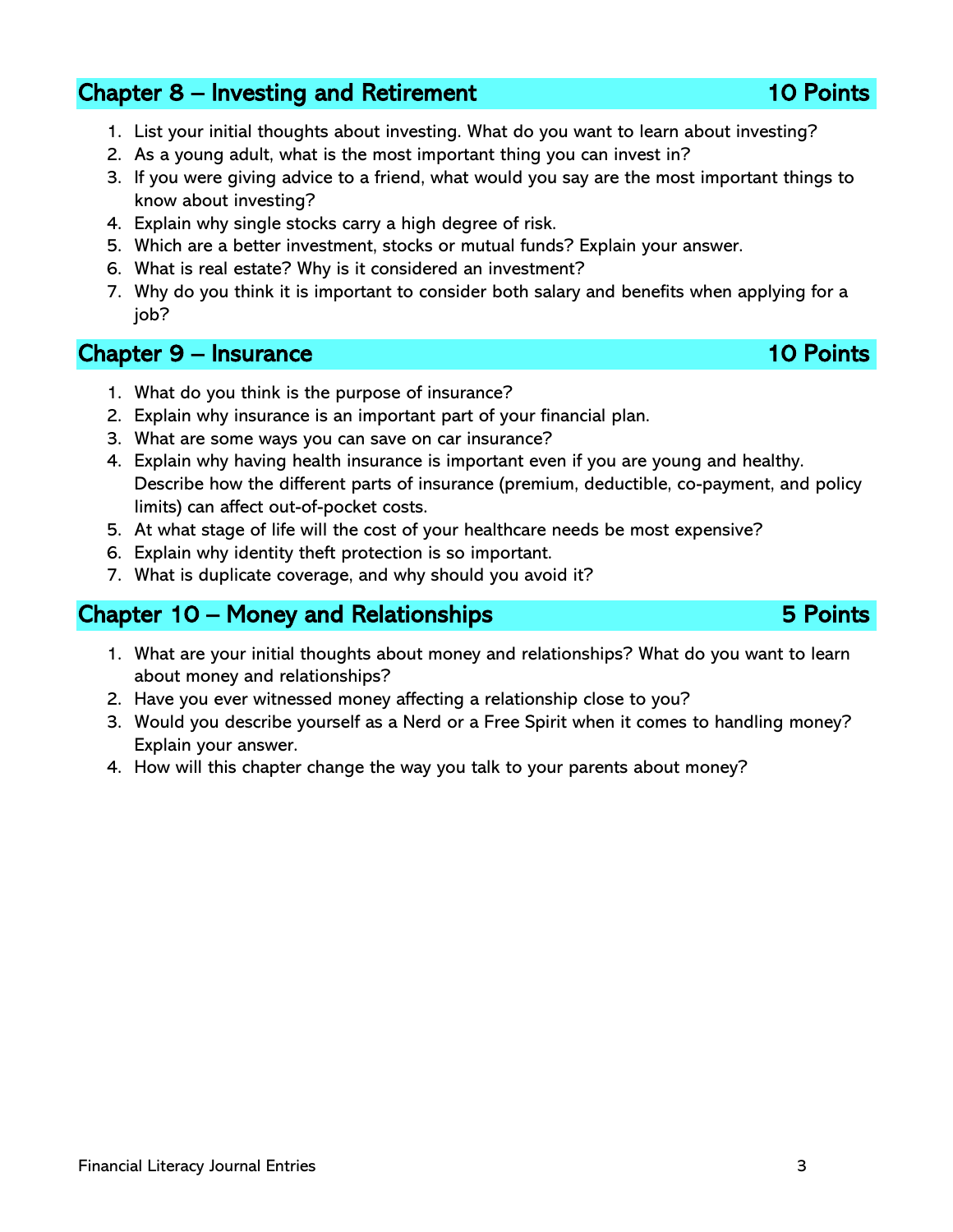## Chapter 8 – Investing and Retirement 10 Points

1. List your initial thoughts about investing. What do you want to learn about investing?
2. As a young adult, what is the most important thing you can invest in?
3. If you were giving advice to a friend, what would you say are the most important things to know about investing?
4. Explain why single stocks carry a high degree of risk.
5. Which are a better investment, stocks or mutual funds? Explain your answer.
6. What is real estate? Why is it considered an investment?
7. Why do you think it is important to consider both salary and benefits when applying for a job?

## Chapter 9 – Insurance 10 Points

1. What do you think is the purpose of insurance?
2. Explain why insurance is an important part of your financial plan.
3. What are some ways you can save on car insurance?
4. Explain why having health insurance is important even if you are young and healthy. Describe how the different parts of insurance (premium, deductible, co-payment, and policy limits) can affect out-of-pocket costs.
5. At what stage of life will the cost of your healthcare needs be most expensive?
6. Explain why identity theft protection is so important.
7. What is duplicate coverage, and why should you avoid it?

## Chapter 10 – Money and Relationships 5 Points

1. What are your initial thoughts about money and relationships? What do you want to learn about money and relationships?
2. Have you ever witnessed money affecting a relationship close to you?
3. Would you describe yourself as a Nerd or a Free Spirit when it comes to handling money? Explain your answer.
4. How will this chapter change the way you talk to your parents about money?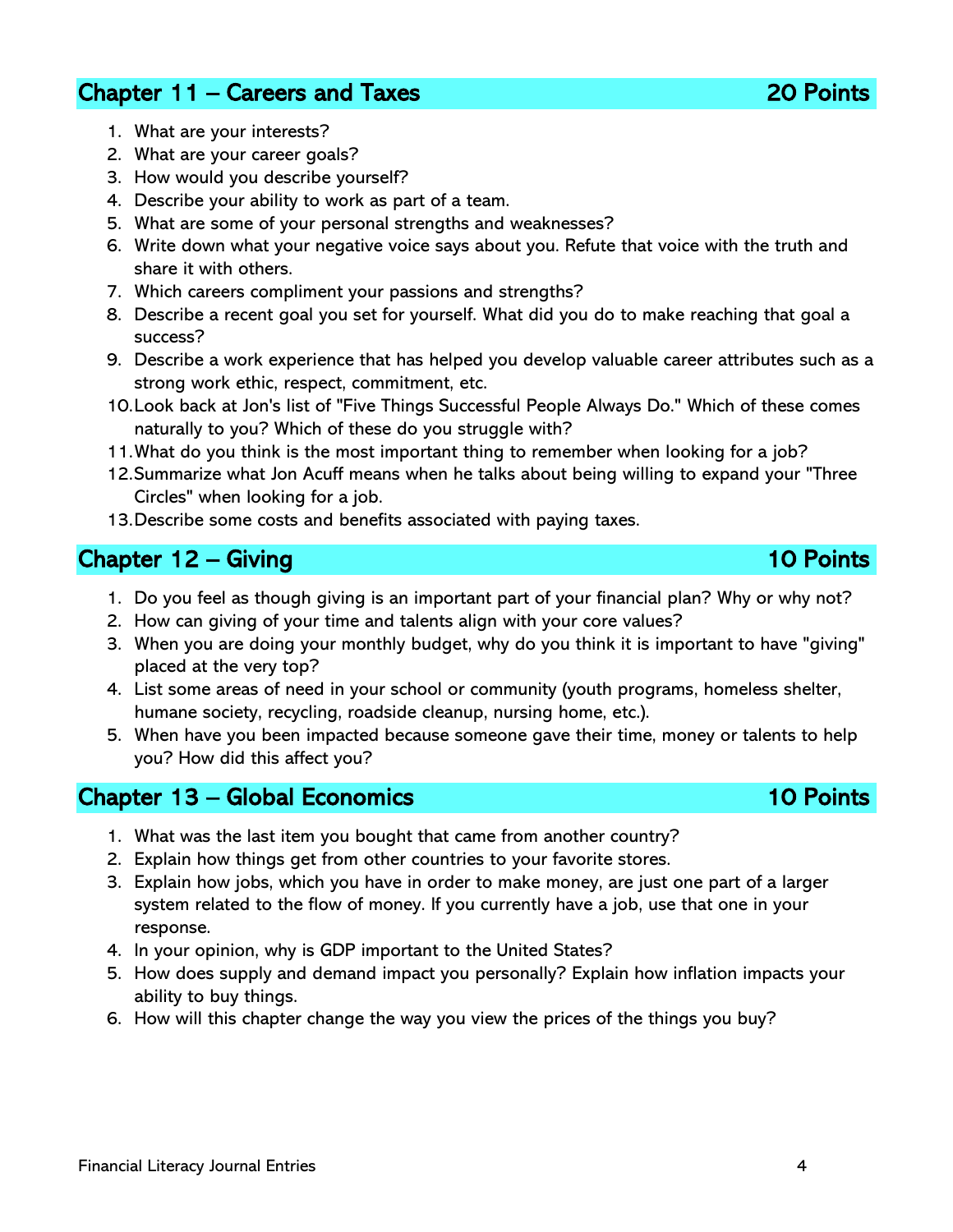## Chapter 11 – Careers and Taxes 20 Points

1. What are your interests?
2. What are your career goals?
3. How would you describe yourself?
4. Describe your ability to work as part of a team.
5. What are some of your personal strengths and weaknesses?
6. Write down what your negative voice says about you. Refute that voice with the truth and share it with others.
7. Which careers compliment your passions and strengths?
8. Describe a recent goal you set for yourself. What did you do to make reaching that goal a success?
9. Describe a work experience that has helped you develop valuable career attributes such as a strong work ethic, respect, commitment, etc.
10. Look back at Jon's list of "Five Things Successful People Always Do." Which of these comes naturally to you? Which of these do you struggle with?
11. What do you think is the most important thing to remember when looking for a job?
12. Summarize what Jon Acuff means when he talks about being willing to expand your "Three Circles" when looking for a job.
13. Describe some costs and benefits associated with paying taxes.

## Chapter 12 – Giving 10 Points

1. Do you feel as though giving is an important part of your financial plan? Why or why not?
2. How can giving of your time and talents align with your core values?
3. When you are doing your monthly budget, why do you think it is important to have "giving" placed at the very top?
4. List some areas of need in your school or community (youth programs, homeless shelter, humane society, recycling, roadside cleanup, nursing home, etc.).
5. When have you been impacted because someone gave their time, money or talents to help you? How did this affect you?

## Chapter 13 – Global Economics 10 Points

1. What was the last item you bought that came from another country?
2. Explain how things get from other countries to your favorite stores.
3. Explain how jobs, which you have in order to make money, are just one part of a larger system related to the flow of money. If you currently have a job, use that one in your response.
4. In your opinion, why is GDP important to the United States?
5. How does supply and demand impact you personally? Explain how inflation impacts your ability to buy things.
6. How will this chapter change the way you view the prices of the things you buy?